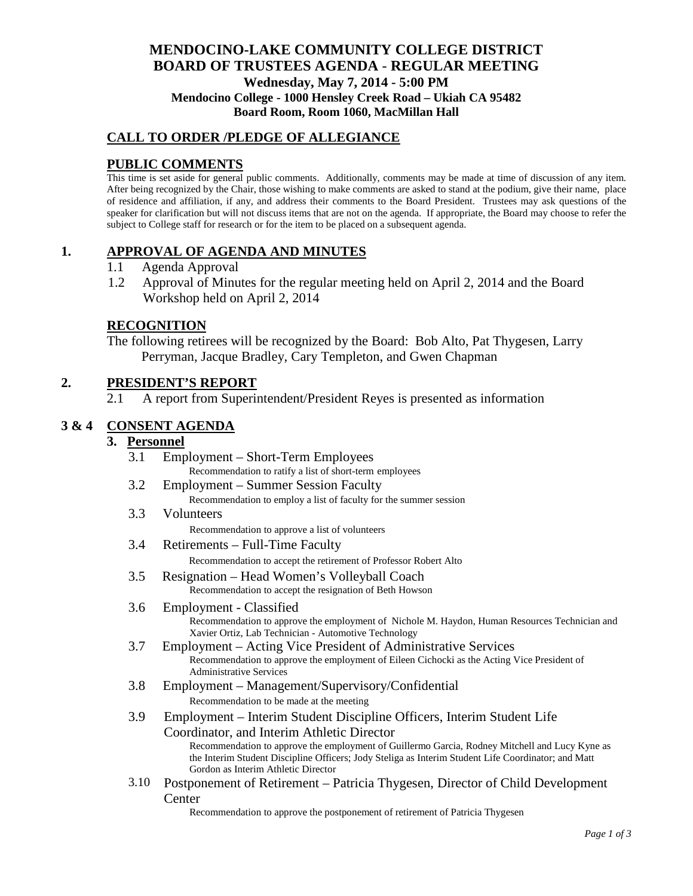# MENDOCINO-LAKE COMMUNITY COLLEGE DISTRICT
## BOARD OF TRUSTEES AGENDA - REGULAR MEETING
### Wednesday, May 7, 2014 - 5:00 PM
### Mendocino College - 1000 Hensley Creek Road – Ukiah CA 95482
### Board Room, Room 1060, MacMillan Hall

## CALL TO ORDER /PLEDGE OF ALLEGIANCE

## PUBLIC COMMENTS

This time is set aside for general public comments. Additionally, comments may be made at time of discussion of any item. After being recognized by the Chair, those wishing to make comments are asked to stand at the podium, give their name, place of residence and affiliation, if any, and address their comments to the Board President. Trustees may ask questions of the speaker for clarification but will not discuss items that are not on the agenda. If appropriate, the Board may choose to refer the subject to College staff for research or for the item to be placed on a subsequent agenda.

## 1. APPROVAL OF AGENDA AND MINUTES

1.1 Agenda Approval

1.2 Approval of Minutes for the regular meeting held on April 2, 2014 and the Board Workshop held on April 2, 2014

## RECOGNITION

The following retirees will be recognized by the Board: Bob Alto, Pat Thygesen, Larry Perryman, Jacque Bradley, Cary Templeton, and Gwen Chapman

## 2. PRESIDENT'S REPORT

2.1 A report from Superintendent/President Reyes is presented as information

## 3 & 4 CONSENT AGENDA

### 3. Personnel

3.1 Employment – Short-Term Employees
Recommendation to ratify a list of short-term employees

3.2 Employment – Summer Session Faculty
Recommendation to employ a list of faculty for the summer session

3.3 Volunteers
Recommendation to approve a list of volunteers

3.4 Retirements – Full-Time Faculty
Recommendation to accept the retirement of Professor Robert Alto

3.5 Resignation – Head Women's Volleyball Coach
Recommendation to accept the resignation of Beth Howson

3.6 Employment - Classified
Recommendation to approve the employment of Nichole M. Haydon, Human Resources Technician and Xavier Ortiz, Lab Technician - Automotive Technology

3.7 Employment – Acting Vice President of Administrative Services
Recommendation to approve the employment of Eileen Cichocki as the Acting Vice President of Administrative Services

3.8 Employment – Management/Supervisory/Confidential
Recommendation to be made at the meeting

3.9 Employment – Interim Student Discipline Officers, Interim Student Life Coordinator, and Interim Athletic Director
Recommendation to approve the employment of Guillermo Garcia, Rodney Mitchell and Lucy Kyne as the Interim Student Discipline Officers; Jody Steliga as Interim Student Life Coordinator; and Matt Gordon as Interim Athletic Director

3.10 Postponement of Retirement – Patricia Thygesen, Director of Child Development Center
Recommendation to approve the postponement of retirement of Patricia Thygesen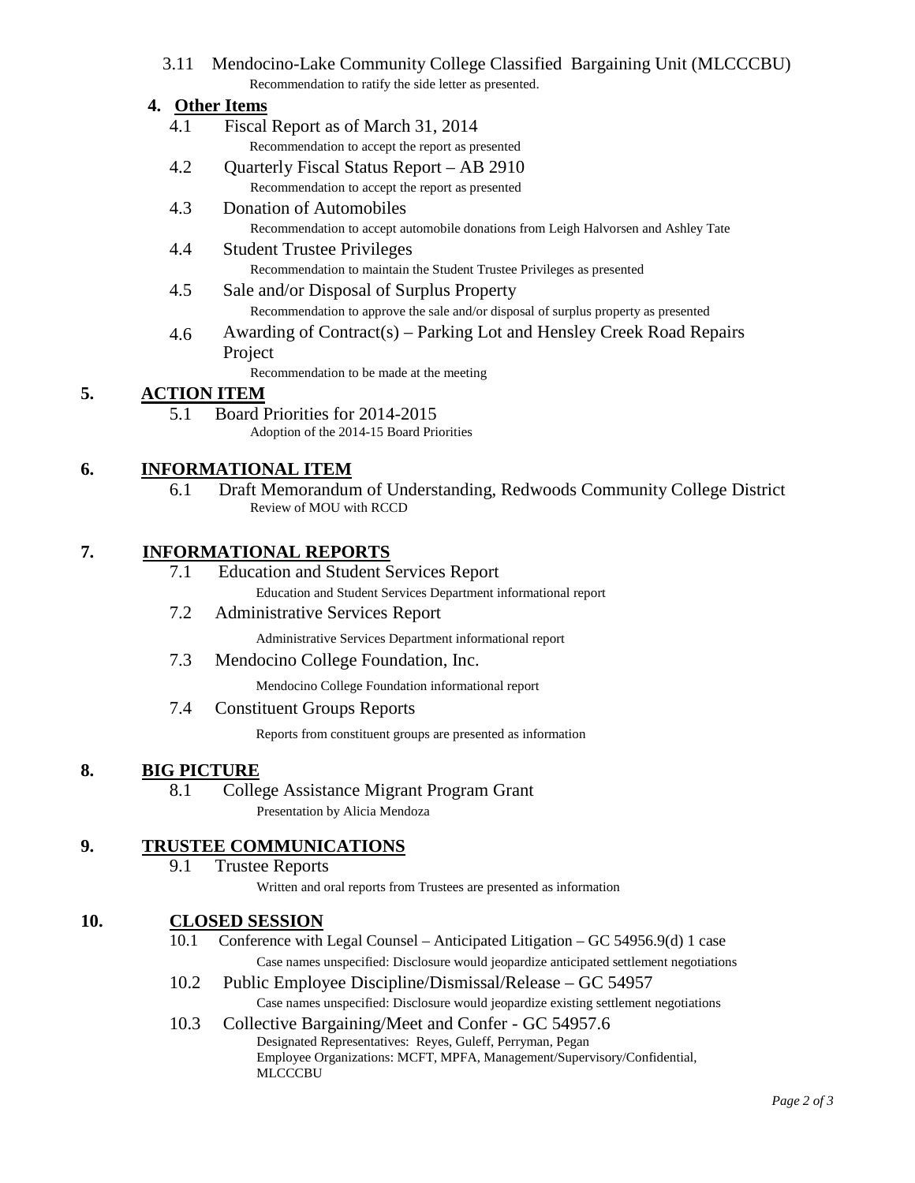3.11 Mendocino-Lake Community College Classified Bargaining Unit (MLCCCBU)
Recommendation to ratify the side letter as presented.

## 4. Other Items

4.1 Fiscal Report as of March 31, 2014
Recommendation to accept the report as presented

4.2 Quarterly Fiscal Status Report – AB 2910
Recommendation to accept the report as presented

4.3 Donation of Automobiles
Recommendation to accept automobile donations from Leigh Halvorsen and Ashley Tate

4.4 Student Trustee Privileges
Recommendation to maintain the Student Trustee Privileges as presented

4.5 Sale and/or Disposal of Surplus Property
Recommendation to approve the sale and/or disposal of surplus property as presented

4.6 Awarding of Contract(s) – Parking Lot and Hensley Creek Road Repairs Project
Recommendation to be made at the meeting

## 5. ACTION ITEM

5.1 Board Priorities for 2014-2015
Adoption of the 2014-15 Board Priorities

## 6. INFORMATIONAL ITEM

6.1 Draft Memorandum of Understanding, Redwoods Community College District
Review of MOU with RCCD

## 7. INFORMATIONAL REPORTS

7.1 Education and Student Services Report
Education and Student Services Department informational report

7.2 Administrative Services Report
Administrative Services Department informational report

7.3 Mendocino College Foundation, Inc.
Mendocino College Foundation informational report

7.4 Constituent Groups Reports
Reports from constituent groups are presented as information

## 8. BIG PICTURE

8.1 College Assistance Migrant Program Grant
Presentation by Alicia Mendoza

## 9. TRUSTEE COMMUNICATIONS

9.1 Trustee Reports
Written and oral reports from Trustees are presented as information

## 10. CLOSED SESSION

10.1 Conference with Legal Counsel – Anticipated Litigation – GC 54956.9(d) 1 case
Case names unspecified: Disclosure would jeopardize anticipated settlement negotiations

10.2 Public Employee Discipline/Dismissal/Release – GC 54957
Case names unspecified: Disclosure would jeopardize existing settlement negotiations

10.3 Collective Bargaining/Meet and Confer - GC 54957.6
Designated Representatives: Reyes, Guleff, Perryman, Pegan
Employee Organizations: MCFT, MPFA, Management/Supervisory/Confidential, MLCCCBU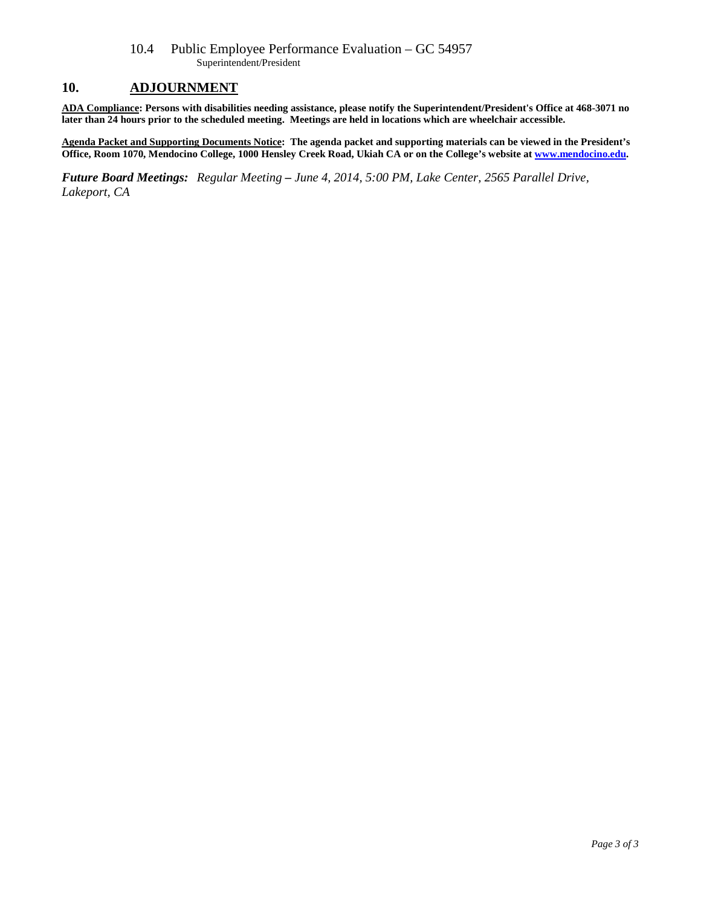10.4 Public Employee Performance Evaluation – GC 54957
Superintendent/President

## 10. ADJOURNMENT

**ADA Compliance: Persons with disabilities needing assistance, please notify the Superintendent/President's Office at 468-3071 no later than 24 hours prior to the scheduled meeting. Meetings are held in locations which are wheelchair accessible.**

**Agenda Packet and Supporting Documents Notice: The agenda packet and supporting materials can be viewed in the President's Office, Room 1070, Mendocino College, 1000 Hensley Creek Road, Ukiah CA or on the College's website at www.mendocino.edu.**

***Future Board Meetings:*** *Regular Meeting – June 4, 2014, 5:00 PM, Lake Center, 2565 Parallel Drive, Lakeport, CA*